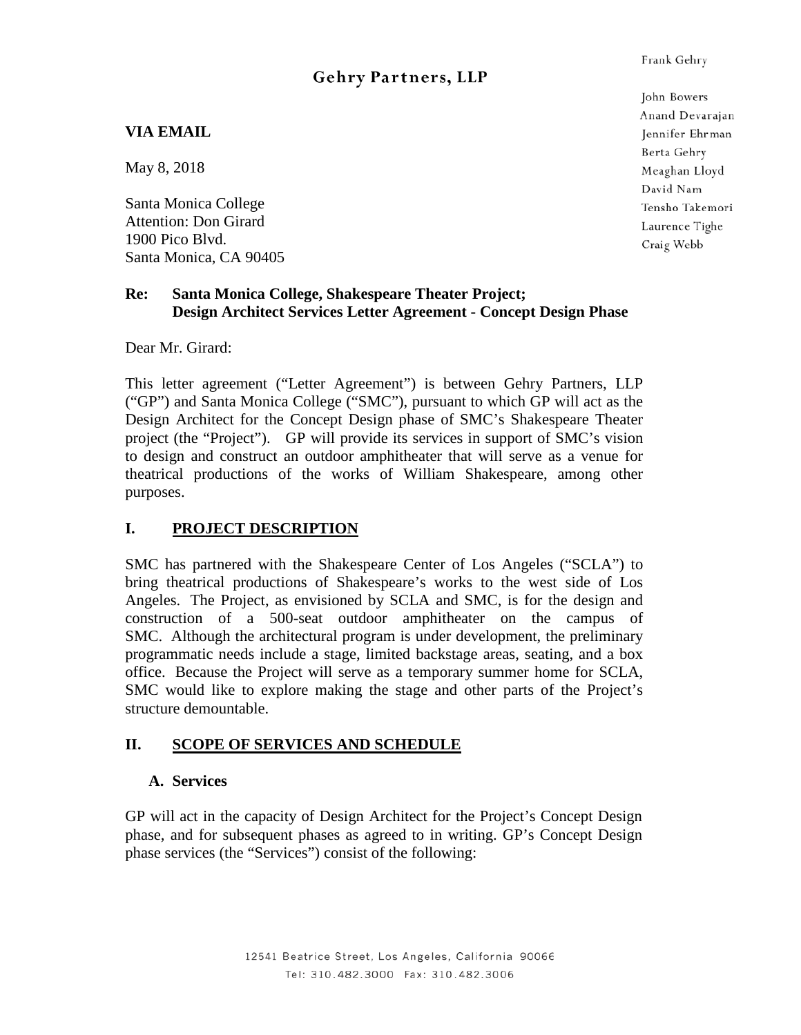# Gehry Partners, LLP

Frank Gehry

John Bowers
Anand Devarajan
Jennifer Ehrman
Berta Gehry
Meaghan Lloyd
David Nam
Tensho Takemori
Laurence Tighe
Craig Webb

**VIA EMAIL**

May 8, 2018

Santa Monica College
Attention: Don Girard
1900 Pico Blvd.
Santa Monica, CA 90405

**Re: Santa Monica College, Shakespeare Theater Project;**
**Design Architect Services Letter Agreement - Concept Design Phase**

Dear Mr. Girard:

This letter agreement ("Letter Agreement") is between Gehry Partners, LLP ("GP") and Santa Monica College ("SMC"), pursuant to which GP will act as the Design Architect for the Concept Design phase of SMC's Shakespeare Theater project (the "Project"). GP will provide its services in support of SMC's vision to design and construct an outdoor amphitheater that will serve as a venue for theatrical productions of the works of William Shakespeare, among other purposes.

## I. PROJECT DESCRIPTION

SMC has partnered with the Shakespeare Center of Los Angeles ("SCLA") to bring theatrical productions of Shakespeare's works to the west side of Los Angeles. The Project, as envisioned by SCLA and SMC, is for the design and construction of a 500-seat outdoor amphitheater on the campus of SMC. Although the architectural program is under development, the preliminary programmatic needs include a stage, limited backstage areas, seating, and a box office. Because the Project will serve as a temporary summer home for SCLA, SMC would like to explore making the stage and other parts of the Project's structure demountable.

## II. SCOPE OF SERVICES AND SCHEDULE

### A. Services

GP will act in the capacity of Design Architect for the Project's Concept Design phase, and for subsequent phases as agreed to in writing. GP's Concept Design phase services (the "Services") consist of the following: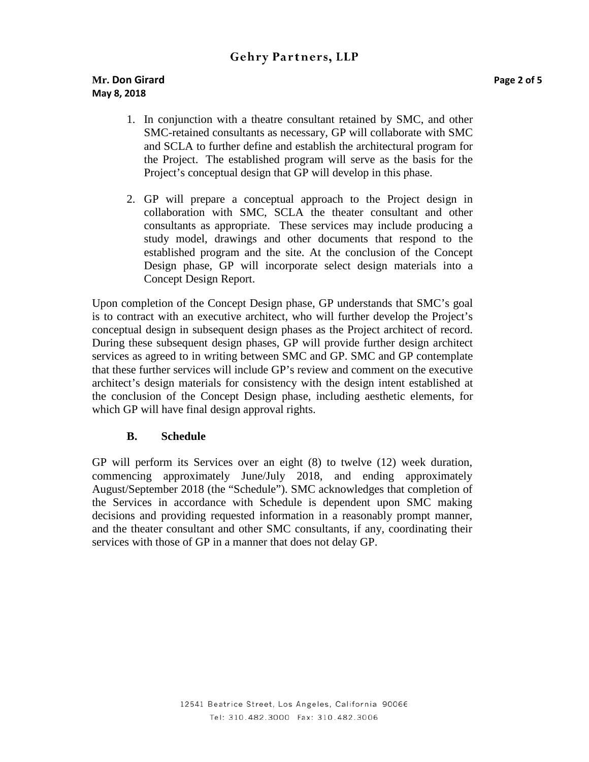1. In conjunction with a theatre consultant retained by SMC, and other SMC-retained consultants as necessary, GP will collaborate with SMC and SCLA to further define and establish the architectural program for the Project. The established program will serve as the basis for the Project's conceptual design that GP will develop in this phase.

2. GP will prepare a conceptual approach to the Project design in collaboration with SMC, SCLA the theater consultant and other consultants as appropriate. These services may include producing a study model, drawings and other documents that respond to the established program and the site. At the conclusion of the Concept Design phase, GP will incorporate select design materials into a Concept Design Report.

Upon completion of the Concept Design phase, GP understands that SMC's goal is to contract with an executive architect, who will further develop the Project's conceptual design in subsequent design phases as the Project architect of record. During these subsequent design phases, GP will provide further design architect services as agreed to in writing between SMC and GP. SMC and GP contemplate that these further services will include GP's review and comment on the executive architect's design materials for consistency with the design intent established at the conclusion of the Concept Design phase, including aesthetic elements, for which GP will have final design approval rights.

### B. Schedule

GP will perform its Services over an eight (8) to twelve (12) week duration, commencing approximately June/July 2018, and ending approximately August/September 2018 (the "Schedule"). SMC acknowledges that completion of the Services in accordance with Schedule is dependent upon SMC making decisions and providing requested information in a reasonably prompt manner, and the theater consultant and other SMC consultants, if any, coordinating their services with those of GP in a manner that does not delay GP.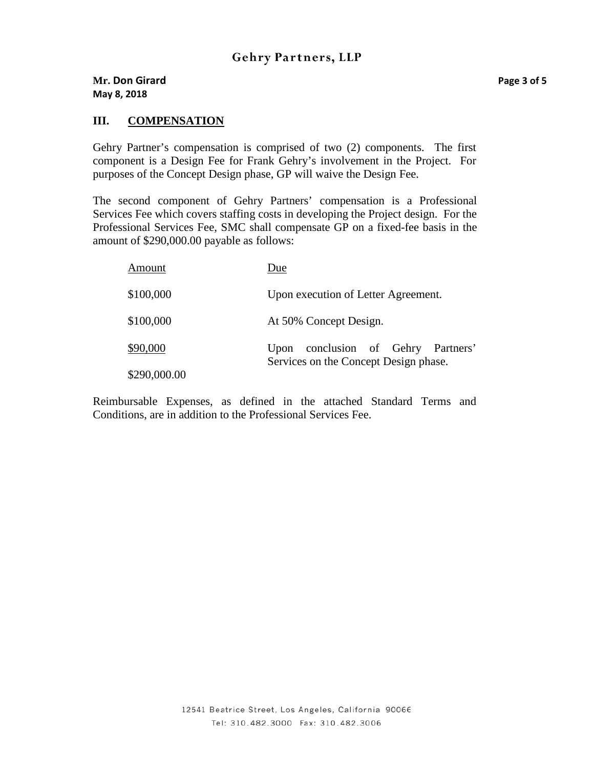## III. COMPENSATION

Gehry Partner's compensation is comprised of two (2) components. The first component is a Design Fee for Frank Gehry's involvement in the Project. For purposes of the Concept Design phase, GP will waive the Design Fee.

The second component of Gehry Partners' compensation is a Professional Services Fee which covers staffing costs in developing the Project design. For the Professional Services Fee, SMC shall compensate GP on a fixed-fee basis in the amount of $290,000.00 payable as follows:

| Amount | Due |
|---|---|
| $100,000 | Upon execution of Letter Agreement. |
| $100,000 | At 50% Concept Design. |
| $90,000 | Upon conclusion of Gehry Partners' Services on the Concept Design phase. |
| $290,000.00 | |

Reimbursable Expenses, as defined in the attached Standard Terms and Conditions, are in addition to the Professional Services Fee.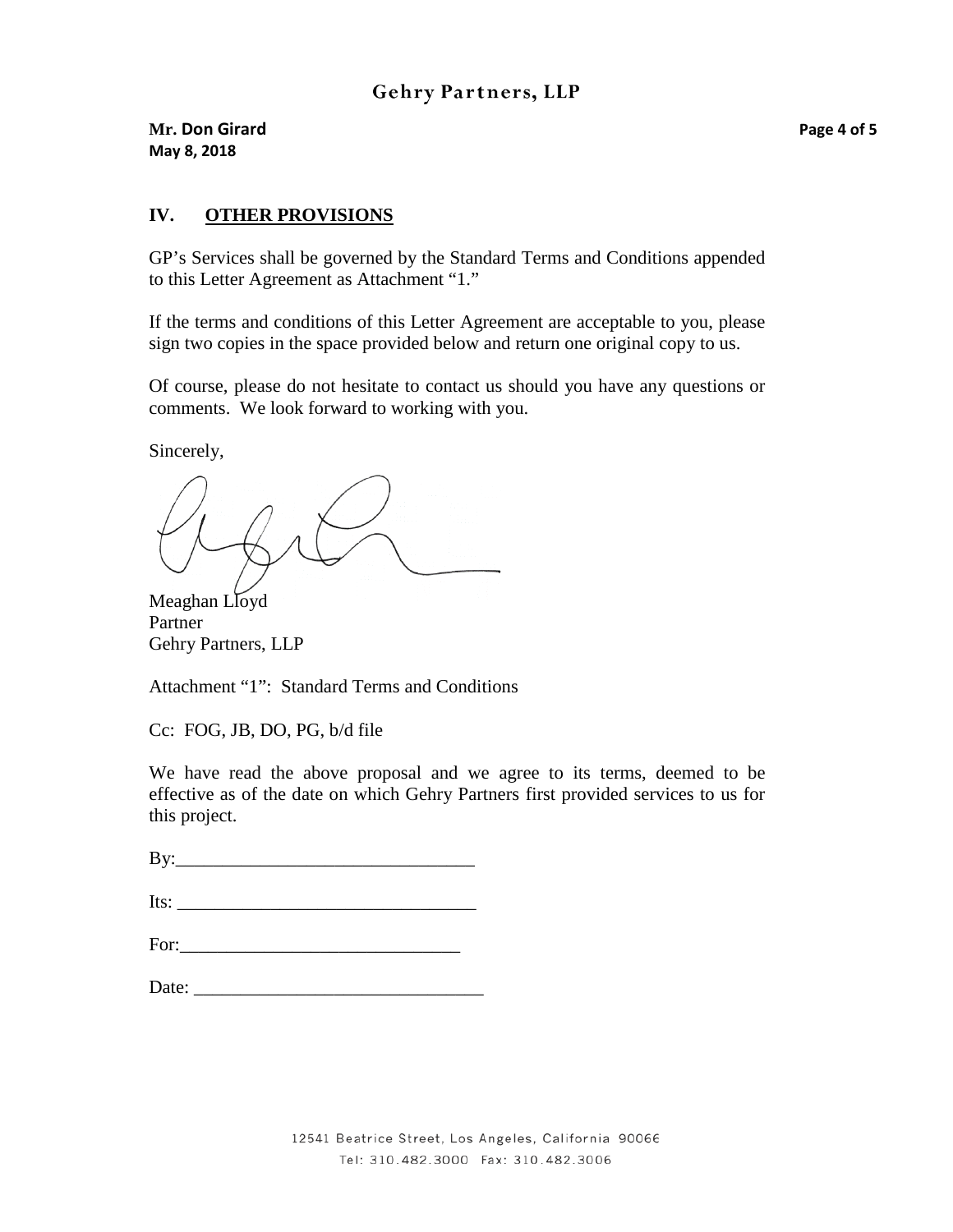## IV. OTHER PROVISIONS

GP's Services shall be governed by the Standard Terms and Conditions appended to this Letter Agreement as Attachment "1."

If the terms and conditions of this Letter Agreement are acceptable to you, please sign two copies in the space provided below and return one original copy to us.

Of course, please do not hesitate to contact us should you have any questions or comments. We look forward to working with you.

Sincerely,

Meaghan Lloyd
Partner
Gehry Partners, LLP

Attachment "1": Standard Terms and Conditions

Cc: FOG, JB, DO, PG, b/d file

We have read the above proposal and we agree to its terms, deemed to be effective as of the date on which Gehry Partners first provided services to us for this project.

By:_______________________________

Its: _______________________________

For:_____________________________

Date: ______________________________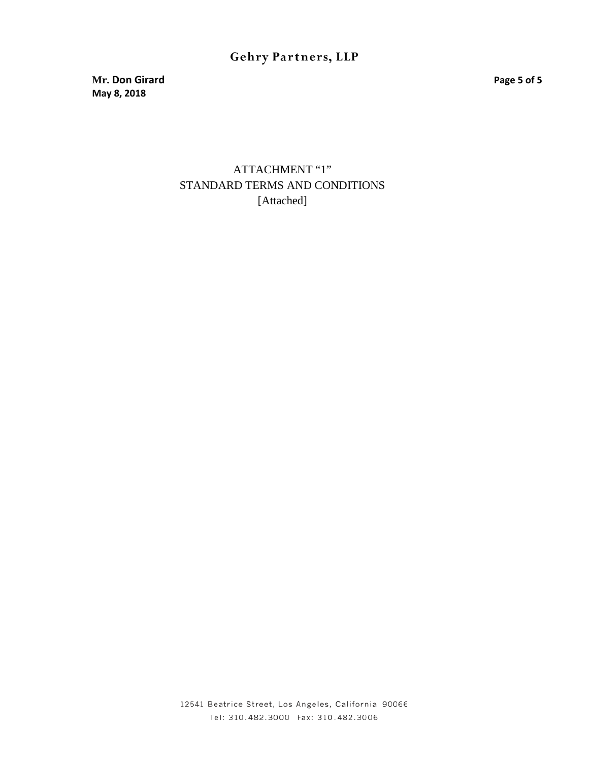ATTACHMENT "1"
STANDARD TERMS AND CONDITIONS
[Attached]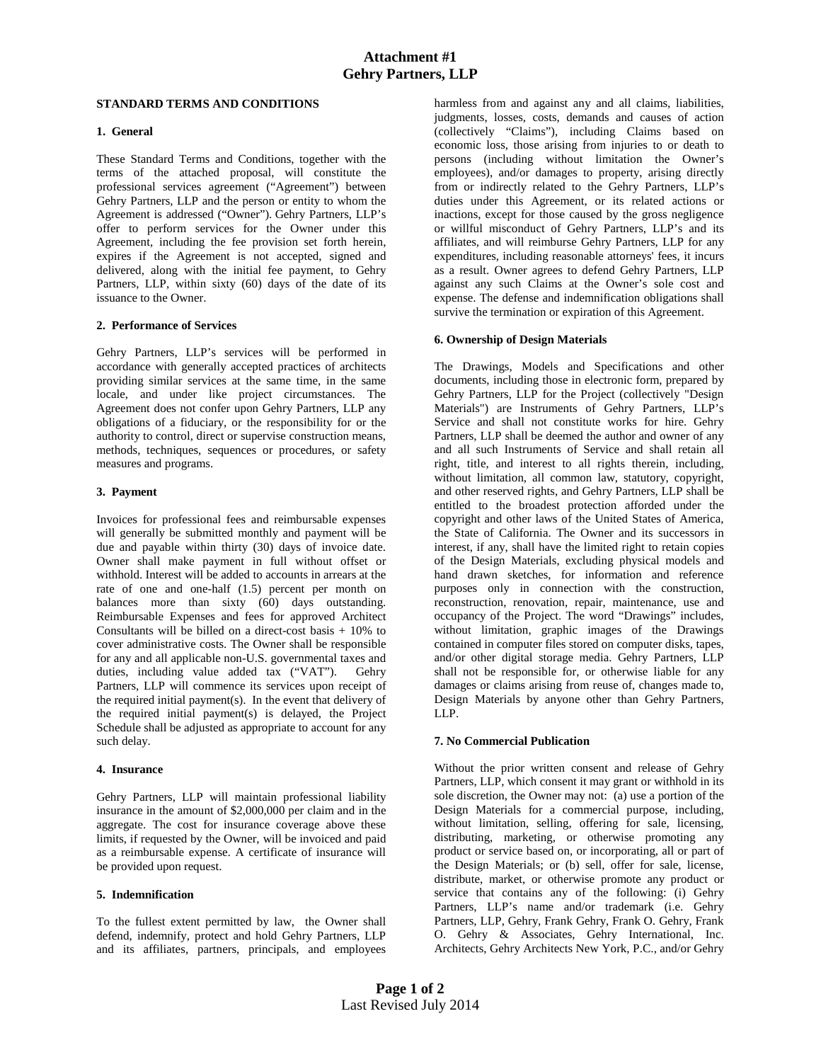# Attachment #1
# Gehry Partners, LLP

**STANDARD TERMS AND CONDITIONS**

**1. General**

These Standard Terms and Conditions, together with the terms of the attached proposal, will constitute the professional services agreement ("Agreement") between Gehry Partners, LLP and the person or entity to whom the Agreement is addressed ("Owner"). Gehry Partners, LLP's offer to perform services for the Owner under this Agreement, including the fee provision set forth herein, expires if the Agreement is not accepted, signed and delivered, along with the initial fee payment, to Gehry Partners, LLP, within sixty (60) days of the date of its issuance to the Owner.

**2. Performance of Services**

Gehry Partners, LLP's services will be performed in accordance with generally accepted practices of architects providing similar services at the same time, in the same locale, and under like project circumstances. The Agreement does not confer upon Gehry Partners, LLP any obligations of a fiduciary, or the responsibility for or the authority to control, direct or supervise construction means, methods, techniques, sequences or procedures, or safety measures and programs.

**3. Payment**

Invoices for professional fees and reimbursable expenses will generally be submitted monthly and payment will be due and payable within thirty (30) days of invoice date. Owner shall make payment in full without offset or withhold. Interest will be added to accounts in arrears at the rate of one and one-half (1.5) percent per month on balances more than sixty (60) days outstanding. Reimbursable Expenses and fees for approved Architect Consultants will be billed on a direct-cost basis + 10% to cover administrative costs. The Owner shall be responsible for any and all applicable non-U.S. governmental taxes and duties, including value added tax ("VAT"). Gehry Partners, LLP will commence its services upon receipt of the required initial payment(s). In the event that delivery of the required initial payment(s) is delayed, the Project Schedule shall be adjusted as appropriate to account for any such delay.

**4. Insurance**

Gehry Partners, LLP will maintain professional liability insurance in the amount of $2,000,000 per claim and in the aggregate. The cost for insurance coverage above these limits, if requested by the Owner, will be invoiced and paid as a reimbursable expense. A certificate of insurance will be provided upon request.

**5. Indemnification**

To the fullest extent permitted by law, the Owner shall defend, indemnify, protect and hold Gehry Partners, LLP and its affiliates, partners, principals, and employees harmless from and against any and all claims, liabilities, judgments, losses, costs, demands and causes of action (collectively "Claims"), including Claims based on economic loss, those arising from injuries to or death to persons (including without limitation the Owner's employees), and/or damages to property, arising directly from or indirectly related to the Gehry Partners, LLP's duties under this Agreement, or its related actions or inactions, except for those caused by the gross negligence or willful misconduct of Gehry Partners, LLP's and its affiliates, and will reimburse Gehry Partners, LLP for any expenditures, including reasonable attorneys' fees, it incurs as a result. Owner agrees to defend Gehry Partners, LLP against any such Claims at the Owner's sole cost and expense. The defense and indemnification obligations shall survive the termination or expiration of this Agreement.

**6. Ownership of Design Materials**

The Drawings, Models and Specifications and other documents, including those in electronic form, prepared by Gehry Partners, LLP for the Project (collectively "Design Materials") are Instruments of Gehry Partners, LLP's Service and shall not constitute works for hire. Gehry Partners, LLP shall be deemed the author and owner of any and all such Instruments of Service and shall retain all right, title, and interest to all rights therein, including, without limitation, all common law, statutory, copyright, and other reserved rights, and Gehry Partners, LLP shall be entitled to the broadest protection afforded under the copyright and other laws of the United States of America, the State of California. The Owner and its successors in interest, if any, shall have the limited right to retain copies of the Design Materials, excluding physical models and hand drawn sketches, for information and reference purposes only in connection with the construction, reconstruction, renovation, repair, maintenance, use and occupancy of the Project. The word "Drawings" includes, without limitation, graphic images of the Drawings contained in computer files stored on computer disks, tapes, and/or other digital storage media. Gehry Partners, LLP shall not be responsible for, or otherwise liable for any damages or claims arising from reuse of, changes made to, Design Materials by anyone other than Gehry Partners, LLP.

**7. No Commercial Publication**

Without the prior written consent and release of Gehry Partners, LLP, which consent it may grant or withhold in its sole discretion, the Owner may not: (a) use a portion of the Design Materials for a commercial purpose, including, without limitation, selling, offering for sale, licensing, distributing, marketing, or otherwise promoting any product or service based on, or incorporating, all or part of the Design Materials; or (b) sell, offer for sale, license, distribute, market, or otherwise promote any product or service that contains any of the following: (i) Gehry Partners, LLP's name and/or trademark (i.e. Gehry Partners, LLP, Gehry, Frank Gehry, Frank O. Gehry, Frank O. Gehry & Associates, Gehry International, Inc. Architects, Gehry Architects New York, P.C., and/or Gehry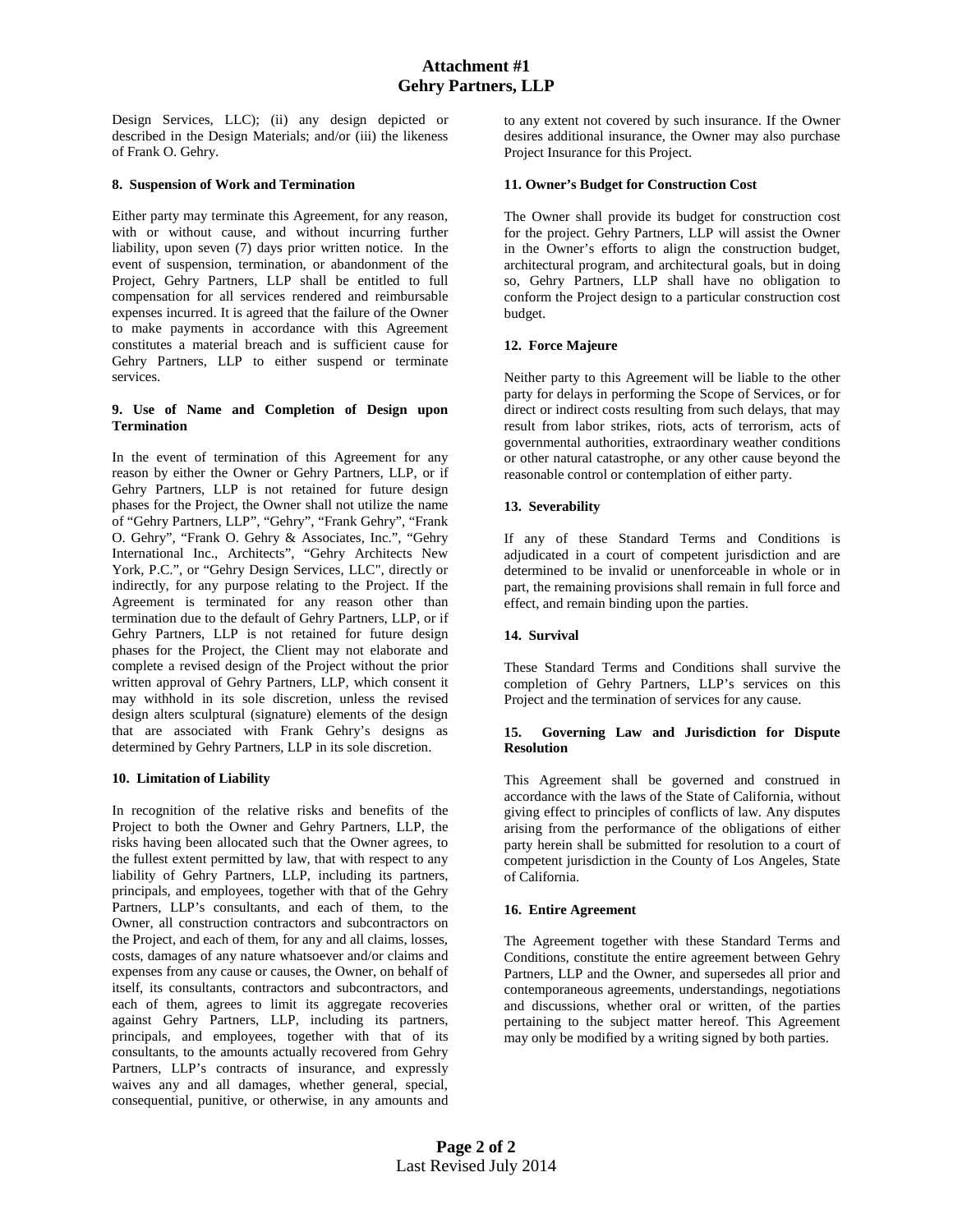Design Services, LLC); (ii) any design depicted or described in the Design Materials; and/or (iii) the likeness of Frank O. Gehry.

**8. Suspension of Work and Termination**

Either party may terminate this Agreement, for any reason, with or without cause, and without incurring further liability, upon seven (7) days prior written notice. In the event of suspension, termination, or abandonment of the Project, Gehry Partners, LLP shall be entitled to full compensation for all services rendered and reimbursable expenses incurred. It is agreed that the failure of the Owner to make payments in accordance with this Agreement constitutes a material breach and is sufficient cause for Gehry Partners, LLP to either suspend or terminate services.

**9. Use of Name and Completion of Design upon Termination**

In the event of termination of this Agreement for any reason by either the Owner or Gehry Partners, LLP, or if Gehry Partners, LLP is not retained for future design phases for the Project, the Owner shall not utilize the name of "Gehry Partners, LLP", "Gehry", "Frank Gehry", "Frank O. Gehry", "Frank O. Gehry & Associates, Inc.", "Gehry International Inc., Architects", "Gehry Architects New York, P.C.", or "Gehry Design Services, LLC", directly or indirectly, for any purpose relating to the Project. If the Agreement is terminated for any reason other than termination due to the default of Gehry Partners, LLP, or if Gehry Partners, LLP is not retained for future design phases for the Project, the Client may not elaborate and complete a revised design of the Project without the prior written approval of Gehry Partners, LLP, which consent it may withhold in its sole discretion, unless the revised design alters sculptural (signature) elements of the design that are associated with Frank Gehry's designs as determined by Gehry Partners, LLP in its sole discretion.

**10. Limitation of Liability**

In recognition of the relative risks and benefits of the Project to both the Owner and Gehry Partners, LLP, the risks having been allocated such that the Owner agrees, to the fullest extent permitted by law, that with respect to any liability of Gehry Partners, LLP, including its partners, principals, and employees, together with that of the Gehry Partners, LLP's consultants, and each of them, to the Owner, all construction contractors and subcontractors on the Project, and each of them, for any and all claims, losses, costs, damages of any nature whatsoever and/or claims and expenses from any cause or causes, the Owner, on behalf of itself, its consultants, contractors and subcontractors, and each of them, agrees to limit its aggregate recoveries against Gehry Partners, LLP, including its partners, principals, and employees, together with that of its consultants, to the amounts actually recovered from Gehry Partners, LLP's contracts of insurance, and expressly waives any and all damages, whether general, special, consequential, punitive, or otherwise, in any amounts and to any extent not covered by such insurance. If the Owner desires additional insurance, the Owner may also purchase Project Insurance for this Project.

**11. Owner's Budget for Construction Cost**

The Owner shall provide its budget for construction cost for the project. Gehry Partners, LLP will assist the Owner in the Owner's efforts to align the construction budget, architectural program, and architectural goals, but in doing so, Gehry Partners, LLP shall have no obligation to conform the Project design to a particular construction cost budget.

**12. Force Majeure**

Neither party to this Agreement will be liable to the other party for delays in performing the Scope of Services, or for direct or indirect costs resulting from such delays, that may result from labor strikes, riots, acts of terrorism, acts of governmental authorities, extraordinary weather conditions or other natural catastrophe, or any other cause beyond the reasonable control or contemplation of either party.

**13. Severability**

If any of these Standard Terms and Conditions is adjudicated in a court of competent jurisdiction and are determined to be invalid or unenforceable in whole or in part, the remaining provisions shall remain in full force and effect, and remain binding upon the parties.

**14. Survival**

These Standard Terms and Conditions shall survive the completion of Gehry Partners, LLP's services on this Project and the termination of services for any cause.

**15. Governing Law and Jurisdiction for Dispute Resolution**

This Agreement shall be governed and construed in accordance with the laws of the State of California, without giving effect to principles of conflicts of law. Any disputes arising from the performance of the obligations of either party herein shall be submitted for resolution to a court of competent jurisdiction in the County of Los Angeles, State of California.

**16. Entire Agreement**

The Agreement together with these Standard Terms and Conditions, constitute the entire agreement between Gehry Partners, LLP and the Owner, and supersedes all prior and contemporaneous agreements, understandings, negotiations and discussions, whether oral or written, of the parties pertaining to the subject matter hereof. This Agreement may only be modified by a writing signed by both parties.

Last Revised July 2014